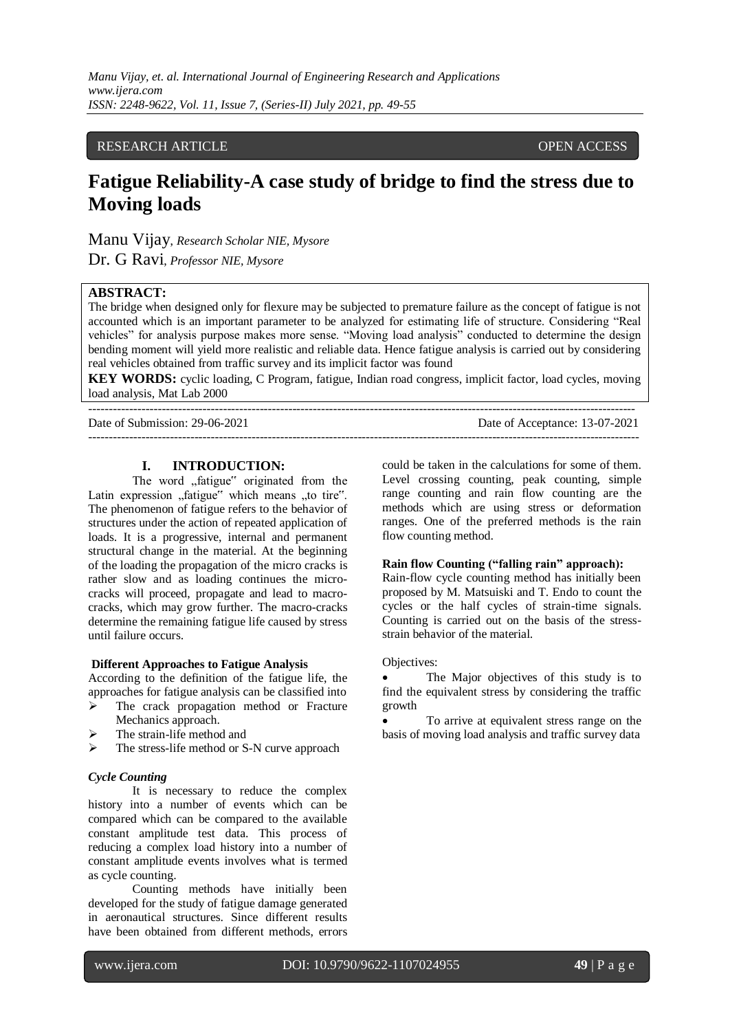RESEARCH ARTICLE OPEN ACCESS

# Fatigue Reliability-A case study of bridge to find the stress due to Moving loads

Manu Vijay, *Research Scholar NIE, Mysore*

Dr. G Ravi, *Professor NIE, Mysore*

**ABSTRACT:**

The bridge when designed only for flexure may be subjected to premature failure as the concept of fatigue is not accounted which is an important parameter to be analyzed for estimating life of structure. Considering "Real vehicles" for analysis purpose makes more sense. "Moving load analysis" conducted to determine the design bending moment will yield more realistic and reliable data. Hence fatigue analysis is carried out by considering real vehicles obtained from traffic survey and its implicit factor was found

**KEY WORDS:** cyclic loading, C Program, fatigue, Indian road congress, implicit factor, load cycles, moving load analysis, Mat Lab 2000

Date of Submission: 29-06-2021 Date of Acceptance: 13-07-2021

## I. INTRODUCTION:

The word „fatigue" originated from the Latin expression „fatigue" which means „to tire". The phenomenon of fatigue refers to the behavior of structures under the action of repeated application of loads. It is a progressive, internal and permanent structural change in the material. At the beginning of the loading the propagation of the micro cracks is rather slow and as loading continues the micro-cracks will proceed, propagate and lead to macro-cracks, which may grow further. The macro-cracks determine the remaining fatigue life caused by stress until failure occurs.

**Different Approaches to Fatigue Analysis**

According to the definition of the fatigue life, the approaches for fatigue analysis can be classified into

- The crack propagation method or Fracture Mechanics approach.
- The strain-life method and
- The stress-life method or S-N curve approach

***Cycle Counting***

It is necessary to reduce the complex history into a number of events which can be compared which can be compared to the available constant amplitude test data. This process of reducing a complex load history into a number of constant amplitude events involves what is termed as cycle counting.

Counting methods have initially been developed for the study of fatigue damage generated in aeronautical structures. Since different results have been obtained from different methods, errors could be taken in the calculations for some of them. Level crossing counting, peak counting, simple range counting and rain flow counting are the methods which are using stress or deformation ranges. One of the preferred methods is the rain flow counting method.

**Rain flow Counting ("falling rain" approach):**

Rain-flow cycle counting method has initially been proposed by M. Matsuiski and T. Endo to count the cycles or the half cycles of strain-time signals. Counting is carried out on the basis of the stress-strain behavior of the material.

Objectives:

- The Major objectives of this study is to find the equivalent stress by considering the traffic growth
- To arrive at equivalent stress range on the basis of moving load analysis and traffic survey data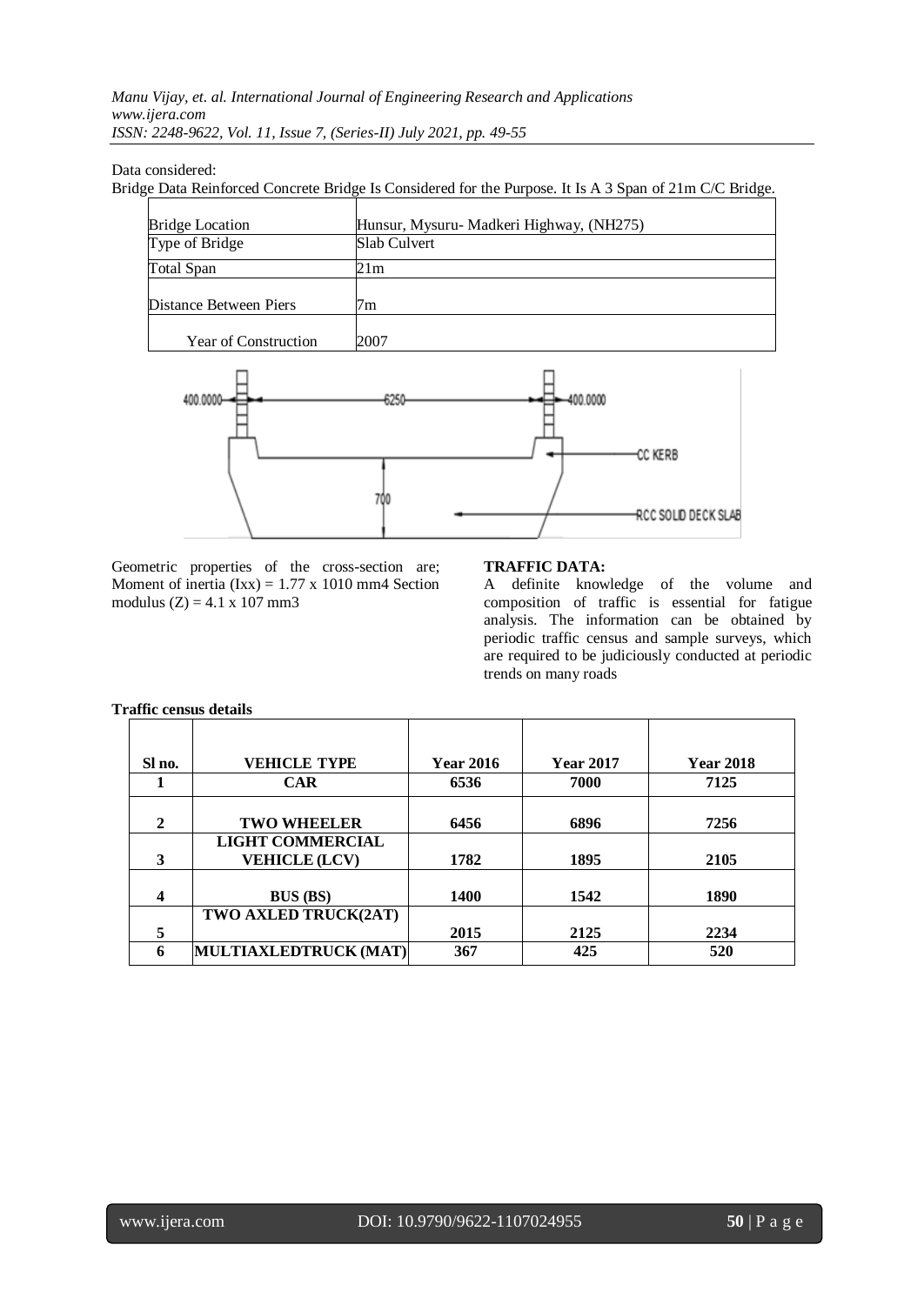Data considered:

Bridge Data Reinforced Concrete Bridge Is Considered for the Purpose. It Is A 3 Span of 21m C/C Bridge.

| | |
|---|---|
| Bridge Location | Hunsur, Mysuru- Madkeri Highway, (NH275) |
| Type of Bridge | Slab Culvert |
| Total Span | 21m |
| Distance Between Piers | 7m |
| Year of Construction | 2007 |

400.0000

6250

400.0000

CC KERB

700

RCC SOLID DECK SLAB

Geometric properties of the cross-section are; Moment of inertia (Ixx) = 1.77 x 1010 mm4 Section modulus (Z) = 4.1 x 107 mm3

**TRAFFIC DATA:**

A definite knowledge of the volume and composition of traffic is essential for fatigue analysis. The information can be obtained by periodic traffic census and sample surveys, which are required to be judiciously conducted at periodic trends on many roads

**Traffic census details**

| Sl no. | VEHICLE TYPE | Year 2016 | Year 2017 | Year 2018 |
|---|---|---|---|---|
| 1 | CAR | 6536 | 7000 | 7125 |
| 2 | TWO WHEELER | 6456 | 6896 | 7256 |
| 3 | LIGHT COMMERCIAL VEHICLE (LCV) | 1782 | 1895 | 2105 |
| 4 | BUS (BS) | 1400 | 1542 | 1890 |
| 5 | TWO AXLED TRUCK(2AT) | 2015 | 2125 | 2234 |
| 6 | MULTIAXLEDTRUCK (MAT) | 367 | 425 | 520 |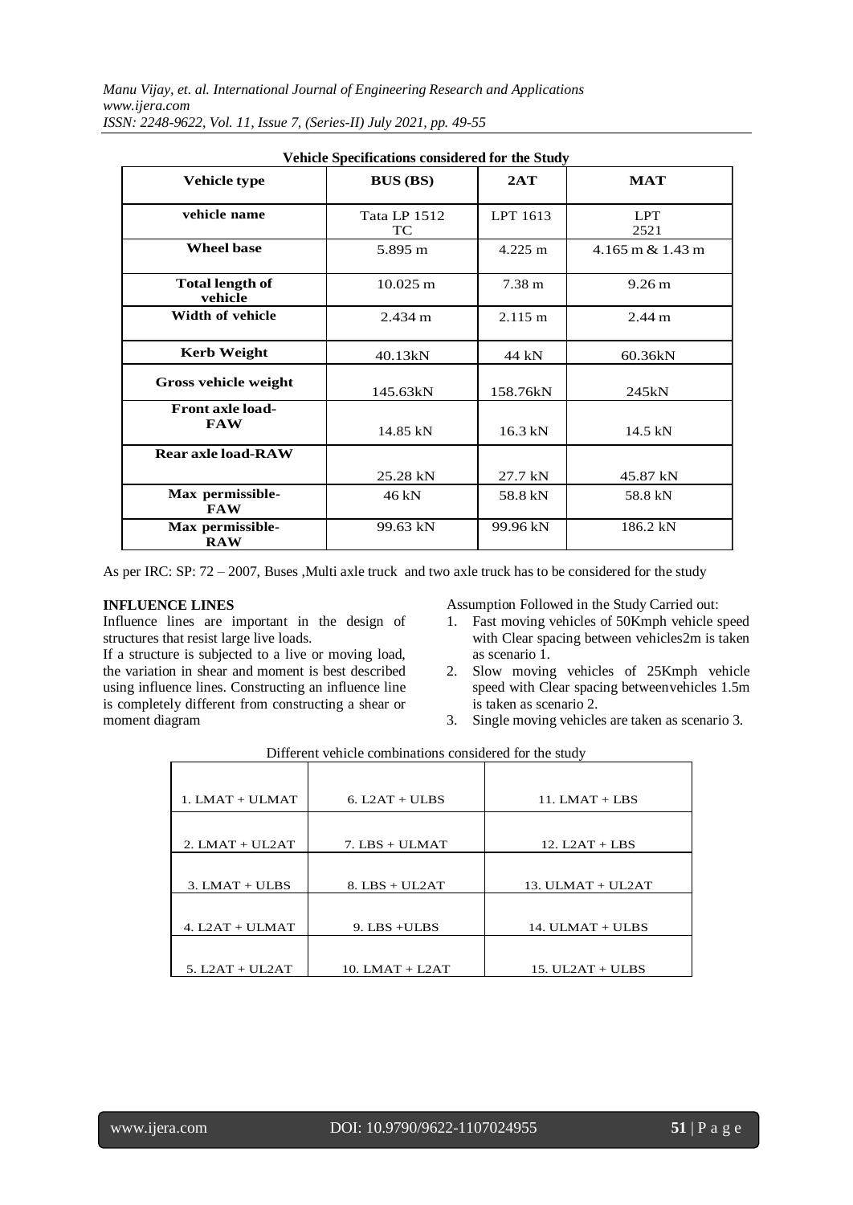**Vehicle Specifications considered for the Study**

| Vehicle type | BUS (BS) | 2AT | MAT |
|---|---|---|---|
| vehicle name | Tata LP 1512 TC | LPT 1613 | LPT 2521 |
| Wheel base | 5.895 m | 4.225 m | 4.165 m & 1.43 m |
| Total length of vehicle | 10.025 m | 7.38 m | 9.26 m |
| Width of vehicle | 2.434 m | 2.115 m | 2.44 m |
| Kerb Weight | 40.13kN | 44 kN | 60.36kN |
| Gross vehicle weight | 145.63kN | 158.76kN | 245kN |
| Front axle load-FAW | 14.85 kN | 16.3 kN | 14.5 kN |
| Rear axle load-RAW | 25.28 kN | 27.7 kN | 45.87 kN |
| Max permissible-FAW | 46 kN | 58.8 kN | 58.8 kN |
| Max permissible-RAW | 99.63 kN | 99.96 kN | 186.2 kN |

As per IRC: SP: 72 – 2007, Buses ,Multi axle truck and two axle truck has to be considered for the study

**INFLUENCE LINES**

Influence lines are important in the design of structures that resist large live loads.

If a structure is subjected to a live or moving load, the variation in shear and moment is best described using influence lines. Constructing an influence line is completely different from constructing a shear or moment diagram

Assumption Followed in the Study Carried out:

1. Fast moving vehicles of 50Kmph vehicle speed with Clear spacing between vehicles2m is taken as scenario 1.
2. Slow moving vehicles of 25Kmph vehicle speed with Clear spacing betweenvehicles 1.5m is taken as scenario 2.
3. Single moving vehicles are taken as scenario 3.

Different vehicle combinations considered for the study

| | | |
|---|---|---|
| 1. LMAT + ULMAT | 6. L2AT + ULBS | 11. LMAT + LBS |
| 2. LMAT + UL2AT | 7. LBS + ULMAT | 12. L2AT + LBS |
| 3. LMAT + ULBS | 8. LBS + UL2AT | 13. ULMAT + UL2AT |
| 4. L2AT + ULMAT | 9. LBS +ULBS | 14. ULMAT + ULBS |
| 5. L2AT + UL2AT | 10. LMAT + L2AT | 15. UL2AT + ULBS |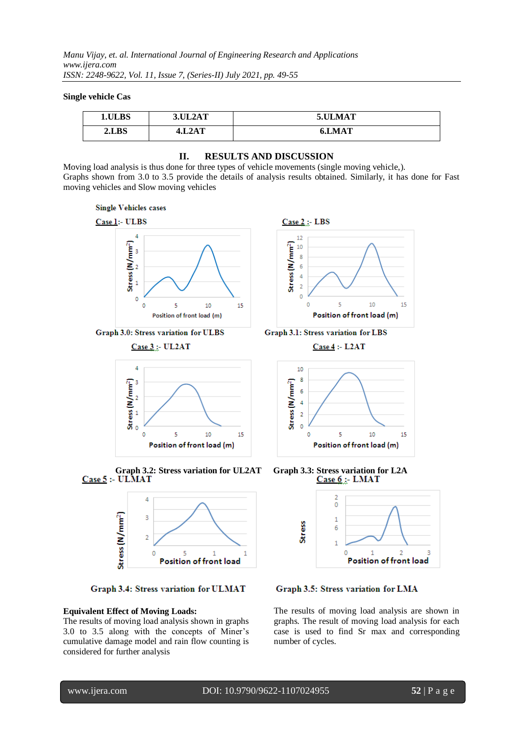**Single vehicle Cas**

| | | |
|---|---|---|
| **1.ULBS** | **3.UL2AT** | **5.ULMAT** |
| **2.LBS** | **4.L2AT** | **6.LMAT** |

## II. RESULTS AND DISCUSSION

Moving load analysis is thus done for three types of vehicle movements (single moving vehicle,).
Graphs shown from 3.0 to 3.5 provide the details of analysis results obtained. Similarly, it has done for Fast moving vehicles and Slow moving vehicles

**Single Vehicles cases**

**Case 1:- ULBS**

Stress (N/mm²)
0
1
2
3
4
0
5
10
15
Position of front load (m)

**Graph 3.0: Stress variation for ULBS**

**Case 2 :- LBS**

Stress (N/mm²)
0
2
4
6
8
10
12
0
5
10
15
Position of front load (m)

**Graph 3.1: Stress variation for LBS**

**Case 3 :- UL2AT**

Stress (N/mm²)
0
1
2
3
4
0
5
10
15
Position of front load (m)

**Graph 3.2: Stress variation for UL2AT**

**Case 4 :- L2AT**

Stress (N/mm²)
0
2
4
6
8
10
0
5
10
15
Position of front load (m)

**Graph 3.3: Stress variation for L2A**

**Case 5 :- ULMAT**

Stress (N/mm²)
2
3
4
0
5
1
1
Position of front load

**Graph 3.4: Stress variation for ULMAT**

**Case 6 :- LMAT**

Stress
1
1
6
2
0
0
1
2
3
Position of front load

**Graph 3.5: Stress variation for LMA**

**Equivalent Effect of Moving Loads:**

The results of moving load analysis shown in graphs 3.0 to 3.5 along with the concepts of Miner's cumulative damage model and rain flow counting is considered for further analysis

The results of moving load analysis are shown in graphs. The result of moving load analysis for each case is used to find Sr max and corresponding number of cycles.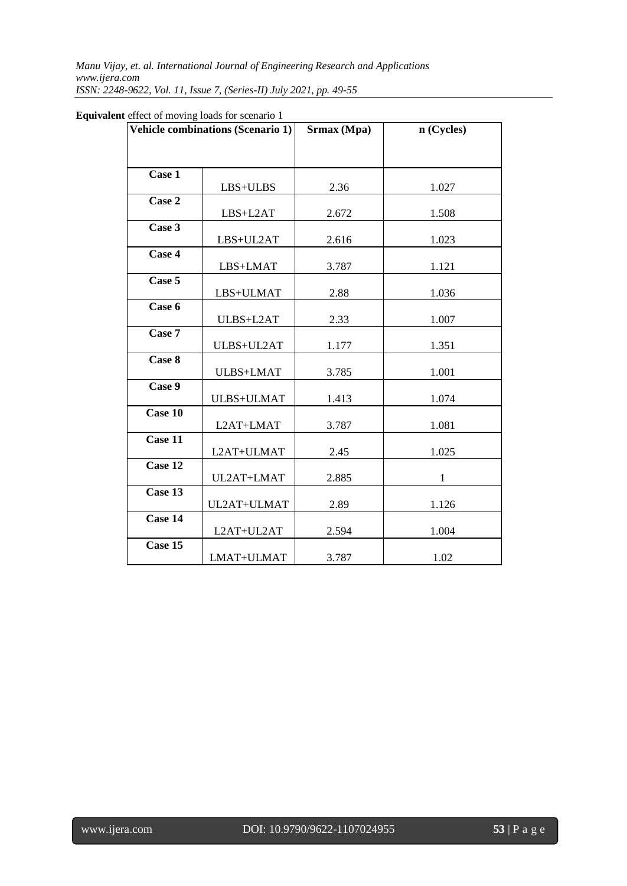**Equivalent** effect of moving loads for scenario 1

| Vehicle combinations (Scenario 1) | | Srmax (Mpa) | n (Cycles) |
|---|---|---|---|
| **Case 1** | LBS+ULBS | 2.36 | 1.027 |
| **Case 2** | LBS+L2AT | 2.672 | 1.508 |
| **Case 3** | LBS+UL2AT | 2.616 | 1.023 |
| **Case 4** | LBS+LMAT | 3.787 | 1.121 |
| **Case 5** | LBS+ULMAT | 2.88 | 1.036 |
| **Case 6** | ULBS+L2AT | 2.33 | 1.007 |
| **Case 7** | ULBS+UL2AT | 1.177 | 1.351 |
| **Case 8** | ULBS+LMAT | 3.785 | 1.001 |
| **Case 9** | ULBS+ULMAT | 1.413 | 1.074 |
| **Case 10** | L2AT+LMAT | 3.787 | 1.081 |
| **Case 11** | L2AT+ULMAT | 2.45 | 1.025 |
| **Case 12** | UL2AT+LMAT | 2.885 | 1 |
| **Case 13** | UL2AT+ULMAT | 2.89 | 1.126 |
| **Case 14** | L2AT+UL2AT | 2.594 | 1.004 |
| **Case 15** | LMAT+ULMAT | 3.787 | 1.02 |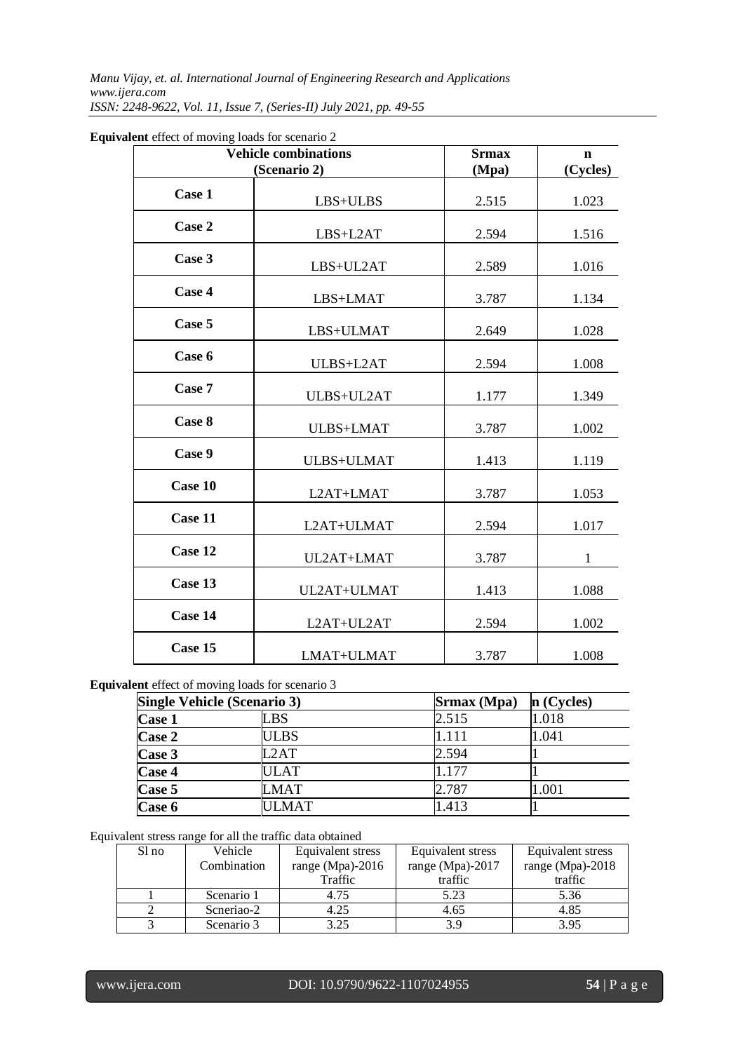**Equivalent** effect of moving loads for scenario 2

| Vehicle combinations (Scenario 2) | | Srmax (Mpa) | n (Cycles) |
|---|---|---|---|
| Case 1 | LBS+ULBS | 2.515 | 1.023 |
| Case 2 | LBS+L2AT | 2.594 | 1.516 |
| Case 3 | LBS+UL2AT | 2.589 | 1.016 |
| Case 4 | LBS+LMAT | 3.787 | 1.134 |
| Case 5 | LBS+ULMAT | 2.649 | 1.028 |
| Case 6 | ULBS+L2AT | 2.594 | 1.008 |
| Case 7 | ULBS+UL2AT | 1.177 | 1.349 |
| Case 8 | ULBS+LMAT | 3.787 | 1.002 |
| Case 9 | ULBS+ULMAT | 1.413 | 1.119 |
| Case 10 | L2AT+LMAT | 3.787 | 1.053 |
| Case 11 | L2AT+ULMAT | 2.594 | 1.017 |
| Case 12 | UL2AT+LMAT | 3.787 | 1 |
| Case 13 | UL2AT+ULMAT | 1.413 | 1.088 |
| Case 14 | L2AT+UL2AT | 2.594 | 1.002 |
| Case 15 | LMAT+ULMAT | 3.787 | 1.008 |

**Equivalent** effect of moving loads for scenario 3

| Single Vehicle (Scenario 3) | | Srmax (Mpa) | n (Cycles) |
|---|---|---|---|
| Case 1 | LBS | 2.515 | 1.018 |
| Case 2 | ULBS | 1.111 | 1.041 |
| Case 3 | L2AT | 2.594 | 1 |
| Case 4 | ULAT | 1.177 | 1 |
| Case 5 | LMAT | 2.787 | 1.001 |
| Case 6 | ULMAT | 1.413 | 1 |

Equivalent stress range for all the traffic data obtained

| Sl no | Vehicle Combination | Equivalent stress range (Mpa)-2016 Traffic | Equivalent stress range (Mpa)-2017 traffic | Equivalent stress range (Mpa)-2018 traffic |
|---|---|---|---|---|
| 1 | Scenario 1 | 4.75 | 5.23 | 5.36 |
| 2 | Scneriao-2 | 4.25 | 4.65 | 4.85 |
| 3 | Scenario 3 | 3.25 | 3.9 | 3.95 |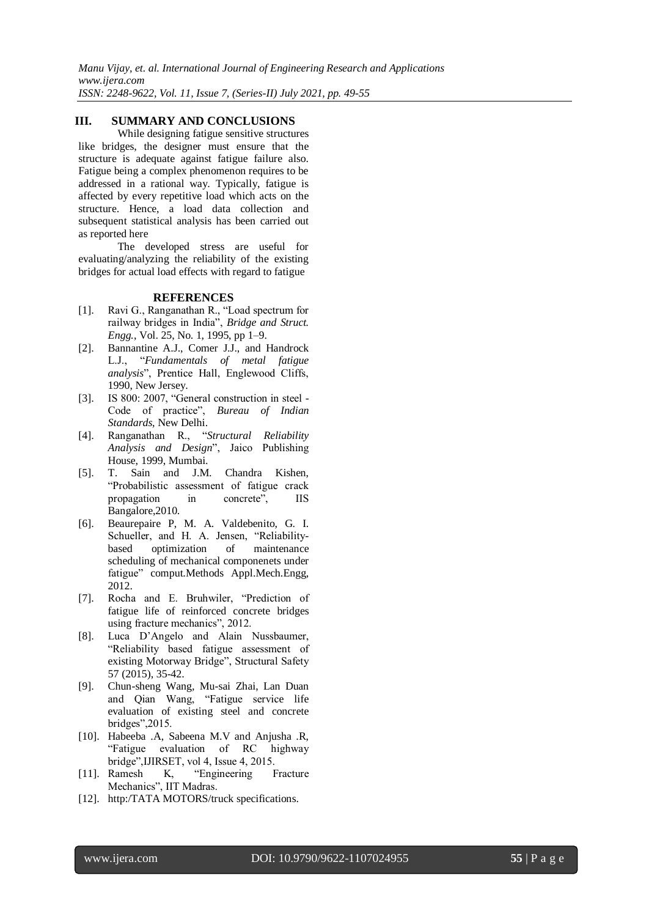## III. SUMMARY AND CONCLUSIONS

While designing fatigue sensitive structures like bridges, the designer must ensure that the structure is adequate against fatigue failure also. Fatigue being a complex phenomenon requires to be addressed in a rational way. Typically, fatigue is affected by every repetitive load which acts on the structure. Hence, a load data collection and subsequent statistical analysis has been carried out as reported here

The developed stress are useful for evaluating/analyzing the reliability of the existing bridges for actual load effects with regard to fatigue

## REFERENCES

[1]. Ravi G., Ranganathan R., "Load spectrum for railway bridges in India", *Bridge and Struct. Engg.*, Vol. 25, No. 1, 1995, pp 1–9.

[2]. Bannantine A.J., Comer J.J., and Handrock L.J., "*Fundamentals of metal fatigue analysis*", Prentice Hall, Englewood Cliffs, 1990, New Jersey.

[3]. IS 800: 2007, "General construction in steel - Code of practice", *Bureau of Indian Standards*, New Delhi.

[4]. Ranganathan R., "*Structural Reliability Analysis and Design*", Jaico Publishing House, 1999, Mumbai.

[5]. T. Sain and J.M. Chandra Kishen, "Probabilistic assessment of fatigue crack propagation in concrete", IIS Bangalore,2010.

[6]. Beaurepaire P, M. A. Valdebenito, G. I. Schueller, and H. A. Jensen, "Reliability-based optimization of maintenance scheduling of mechanical componenets under fatigue" comput.Methods Appl.Mech.Engg, 2012.

[7]. Rocha and E. Bruhwiler, "Prediction of fatigue life of reinforced concrete bridges using fracture mechanics", 2012.

[8]. Luca D'Angelo and Alain Nussbaumer, "Reliability based fatigue assessment of existing Motorway Bridge", Structural Safety 57 (2015), 35-42.

[9]. Chun-sheng Wang, Mu-sai Zhai, Lan Duan and Qian Wang, "Fatigue service life evaluation of existing steel and concrete bridges",2015.

[10]. Habeeba .A, Sabeena M.V and Anjusha .R, "Fatigue evaluation of RC highway bridge",IJIRSET, vol 4, Issue 4, 2015.

[11]. Ramesh K, "Engineering Fracture Mechanics", IIT Madras.

[12]. http:/TATA MOTORS/truck specifications.